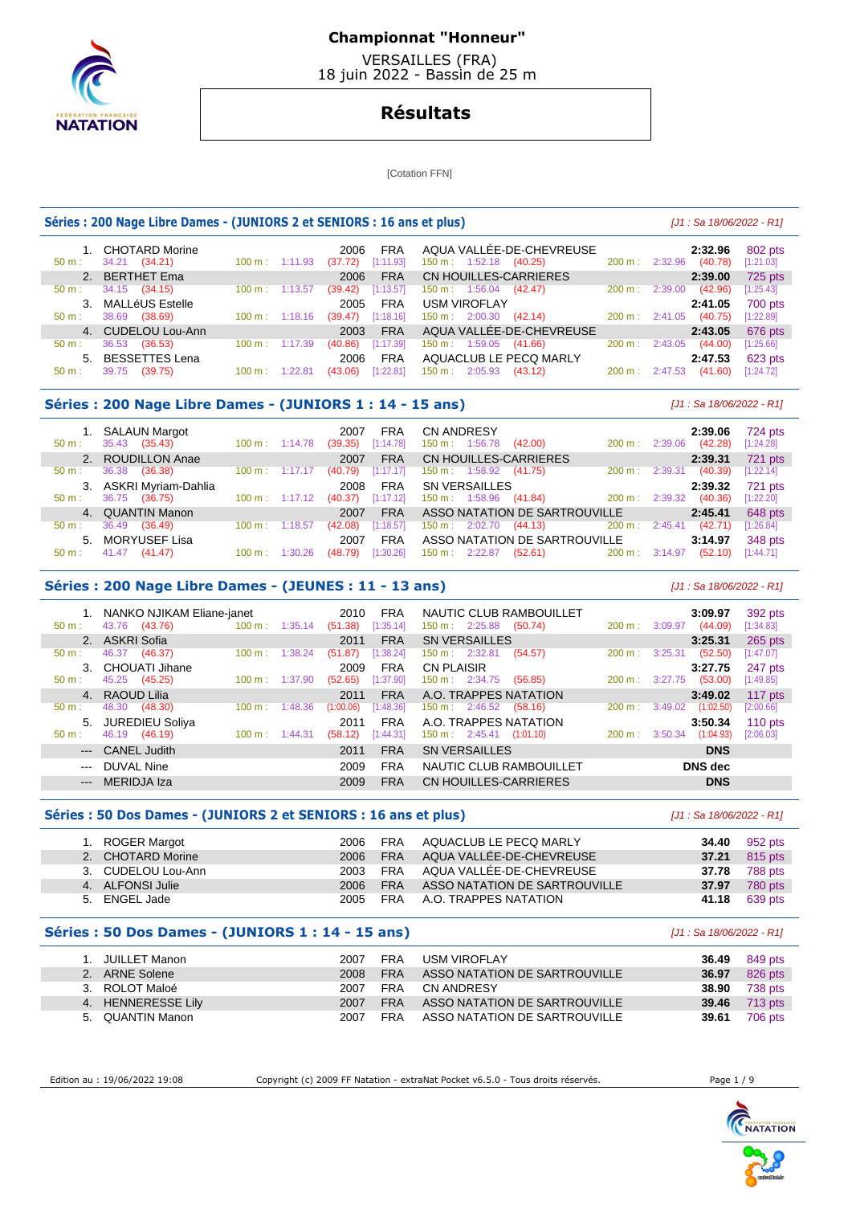# Championnat "Honneur"

VERSAILLES (FRA)
18 juin 2022 - Bassin de 25 m

## Résultats

[Cotation FFN]

### Séries : 200 Nage Libre Dames - (JUNIORS 2 et SENIORS : 16 ans et plus)

*[J1 : Sa 18/06/2022 - R1]*

| Rang | Nom | Année | Nat. | Club | Temps | Points |
|---|---|---|---|---|---|---|
| 1. | CHOTARD Morine | 2006 | FRA | AQUA VALLÉE-DE-CHEVREUSE | **2:32.96** | 802 pts |
| | 50 m : 34.21 (34.21) | 100 m : 1:11.93 (37.72) [1:11.93] | | 150 m : 1:52.18 (40.25) | 200 m : 2:32.96 (40.78) [1:21.03] | |
| 2. | BERTHET Ema | 2006 | FRA | CN HOUILLES-CARRIERES | **2:39.00** | 725 pts |
| | 50 m : 34.15 (34.15) | 100 m : 1:13.57 (39.42) [1:13.57] | | 150 m : 1:56.04 (42.47) | 200 m : 2:39.00 (42.96) [1:25.43] | |
| 3. | MALLéUS Estelle | 2005 | FRA | USM VIROFLAY | **2:41.05** | 700 pts |
| | 50 m : 38.69 (38.69) | 100 m : 1:18.16 (39.47) [1:18.16] | | 150 m : 2:00.30 (42.14) | 200 m : 2:41.05 (40.75) [1:22.89] | |
| 4. | CUDELOU Lou-Ann | 2003 | FRA | AQUA VALLÉE-DE-CHEVREUSE | **2:43.05** | 676 pts |
| | 50 m : 36.53 (36.53) | 100 m : 1:17.39 (40.86) [1:17.39] | | 150 m : 1:59.05 (41.66) | 200 m : 2:43.05 (44.00) [1:25.66] | |
| 5. | BESSETTES Lena | 2006 | FRA | AQUACLUB LE PECQ MARLY | **2:47.53** | 623 pts |
| | 50 m : 39.75 (39.75) | 100 m : 1:22.81 (43.06) [1:22.81] | | 150 m : 2:05.93 (43.12) | 200 m : 2:47.53 (41.60) [1:24.72] | |

### Séries : 200 Nage Libre Dames - (JUNIORS 1 : 14 - 15 ans)

*[J1 : Sa 18/06/2022 - R1]*

| Rang | Nom | Année | Nat. | Club | Temps | Points |
|---|---|---|---|---|---|---|
| 1. | SALAUN Margot | 2007 | FRA | CN ANDRESY | **2:39.06** | 724 pts |
| | 50 m : 35.43 (35.43) | 100 m : 1:14.78 (39.35) [1:14.78] | | 150 m : 1:56.78 (42.00) | 200 m : 2:39.06 (42.28) [1:24.28] | |
| 2. | ROUDILLON Anae | 2007 | FRA | CN HOUILLES-CARRIERES | **2:39.31** | 721 pts |
| | 50 m : 36.38 (36.38) | 100 m : 1:17.17 (40.79) [1:17.17] | | 150 m : 1:58.92 (41.75) | 200 m : 2:39.31 (40.39) [1:22.14] | |
| 3. | ASKRI Myriam-Dahlia | 2008 | FRA | SN VERSAILLES | **2:39.32** | 721 pts |
| | 50 m : 36.75 (36.75) | 100 m : 1:17.12 (40.37) [1:17.12] | | 150 m : 1:58.96 (41.84) | 200 m : 2:39.32 (40.36) [1:22.20] | |
| 4. | QUANTIN Manon | 2007 | FRA | ASSO NATATION DE SARTROUVILLE | **2:45.41** | 648 pts |
| | 50 m : 36.49 (36.49) | 100 m : 1:18.57 (42.08) [1:18.57] | | 150 m : 2:02.70 (44.13) | 200 m : 2:45.41 (42.71) [1:26.84] | |
| 5. | MORYUSEF Lisa | 2007 | FRA | ASSO NATATION DE SARTROUVILLE | **3:14.97** | 348 pts |
| | 50 m : 41.47 (41.47) | 100 m : 1:30.26 (48.79) [1:30.26] | | 150 m : 2:22.87 (52.61) | 200 m : 3:14.97 (52.10) [1:44.71] | |

### Séries : 200 Nage Libre Dames - (JEUNES : 11 - 13 ans)

*[J1 : Sa 18/06/2022 - R1]*

| Rang | Nom | Année | Nat. | Club | Temps | Points |
|---|---|---|---|---|---|---|
| 1. | NANKO NJIKAM Eliane-janet | 2010 | FRA | NAUTIC CLUB RAMBOUILLET | **3:09.97** | 392 pts |
| | 50 m : 43.76 (43.76) | 100 m : 1:35.14 (51.38) [1:35.14] | | 150 m : 2:25.88 (50.74) | 200 m : 3:09.97 (44.09) [1:34.83] | |
| 2. | ASKRI Sofia | 2011 | FRA | SN VERSAILLES | **3:25.31** | 265 pts |
| | 50 m : 46.37 (46.37) | 100 m : 1:38.24 (51.87) [1:38.24] | | 150 m : 2:32.81 (54.57) | 200 m : 3:25.31 (52.50) [1:47.07] | |
| 3. | CHOUATI Jihane | 2009 | FRA | CN PLAISIR | **3:27.75** | 247 pts |
| | 50 m : 45.25 (45.25) | 100 m : 1:37.90 (52.65) [1:37.90] | | 150 m : 2:34.75 (56.85) | 200 m : 3:27.75 (53.00) [1:49.85] | |
| 4. | RAOUD Lilia | 2011 | FRA | A.O. TRAPPES NATATION | **3:49.02** | 117 pts |
| | 50 m : 48.30 (48.30) | 100 m : 1:48.36 (1:00.06) [1:48.36] | | 150 m : 2:46.52 (58.16) | 200 m : 3:49.02 (1:02.50) [2:00.66] | |
| 5. | JUREDIEU Soliya | 2011 | FRA | A.O. TRAPPES NATATION | **3:50.34** | 110 pts |
| | 50 m : 46.19 (46.19) | 100 m : 1:44.31 (58.12) [1:44.31] | | 150 m : 2:45.41 (1:01.10) | 200 m : 3:50.34 (1:04.93) [2:06.03] | |
| --- | CANEL Judith | 2011 | FRA | SN VERSAILLES | **DNS** | |
| --- | DUVAL Nine | 2009 | FRA | NAUTIC CLUB RAMBOUILLET | **DNS dec** | |
| --- | MERIDJA Iza | 2009 | FRA | CN HOUILLES-CARRIERES | **DNS** | |

### Séries : 50 Dos Dames - (JUNIORS 2 et SENIORS : 16 ans et plus)

*[J1 : Sa 18/06/2022 - R1]*

| Rang | Nom | Année | Nat. | Club | Temps | Points |
|---|---|---|---|---|---|---|
| 1. | ROGER Margot | 2006 | FRA | AQUACLUB LE PECQ MARLY | **34.40** | 952 pts |
| 2. | CHOTARD Morine | 2006 | FRA | AQUA VALLÉE-DE-CHEVREUSE | **37.21** | 815 pts |
| 3. | CUDELOU Lou-Ann | 2003 | FRA | AQUA VALLÉE-DE-CHEVREUSE | **37.78** | 788 pts |
| 4. | ALFONSI Julie | 2006 | FRA | ASSO NATATION DE SARTROUVILLE | **37.97** | 780 pts |
| 5. | ENGEL Jade | 2005 | FRA | A.O. TRAPPES NATATION | **41.18** | 639 pts |

### Séries : 50 Dos Dames - (JUNIORS 1 : 14 - 15 ans)

*[J1 : Sa 18/06/2022 - R1]*

| Rang | Nom | Année | Nat. | Club | Temps | Points |
|---|---|---|---|---|---|---|
| 1. | JUILLET Manon | 2007 | FRA | USM VIROFLAY | **36.49** | 849 pts |
| 2. | ARNE Solene | 2008 | FRA | ASSO NATATION DE SARTROUVILLE | **36.97** | 826 pts |
| 3. | ROLOT Maloé | 2007 | FRA | CN ANDRESY | **38.90** | 738 pts |
| 4. | HENNERESSE Lily | 2007 | FRA | ASSO NATATION DE SARTROUVILLE | **39.46** | 713 pts |
| 5. | QUANTIN Manon | 2007 | FRA | ASSO NATATION DE SARTROUVILLE | **39.61** | 706 pts |

Edition au : 19/06/2022 19:08 — Copyright (c) 2009 FF Natation - extraNat Pocket v6.5.0 - Tous droits réservés.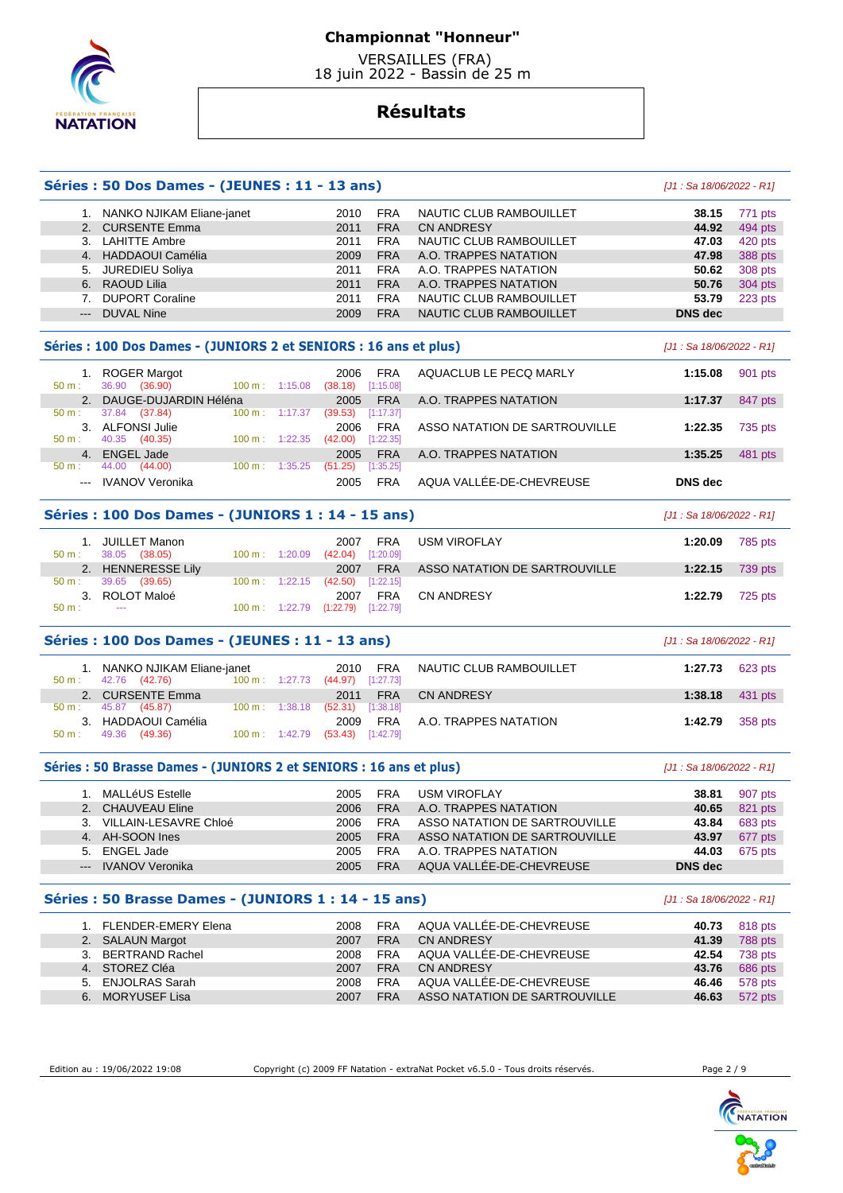# Championnat "Honneur"

VERSAILLES (FRA)
18 juin 2022 - Bassin de 25 m

## Résultats

### Séries : 50 Dos Dames - (JEUNES : 11 - 13 ans)

*[J1 : Sa 18/06/2022 - R1]*

| Rang | Nom | Année | Nat. | Club | Temps | Points |
|---|---|---|---|---|---|---|
| 1. | NANKO NJIKAM Eliane-janet | 2010 | FRA | NAUTIC CLUB RAMBOUILLET | 38.15 | 771 pts |
| 2. | CURSENTE Emma | 2011 | FRA | CN ANDRESY | 44.92 | 494 pts |
| 3. | LAHITTE Ambre | 2011 | FRA | NAUTIC CLUB RAMBOUILLET | 47.03 | 420 pts |
| 4. | HADDAOUI Camélia | 2009 | FRA | A.O. TRAPPES NATATION | 47.98 | 388 pts |
| 5. | JUREDIEU Soliya | 2011 | FRA | A.O. TRAPPES NATATION | 50.62 | 308 pts |
| 6. | RAOUD Lilia | 2011 | FRA | A.O. TRAPPES NATATION | 50.76 | 304 pts |
| 7. | DUPORT Coraline | 2011 | FRA | NAUTIC CLUB RAMBOUILLET | 53.79 | 223 pts |
| --- | DUVAL Nine | 2009 | FRA | NAUTIC CLUB RAMBOUILLET | DNS dec | |

### Séries : 100 Dos Dames - (JUNIORS 2 et SENIORS : 16 ans et plus)

*[J1 : Sa 18/06/2022 - R1]*

| Rang | Nom | Année | Nat. | Club | Temps | Points |
|---|---|---|---|---|---|---|
| 1. | ROGER Margot | 2006 | FRA | AQUACLUB LE PECQ MARLY | 1:15.08 | 901 pts |
| | 50 m : 36.90 (36.90) / 100 m : 1:15.08 (38.18) [1:15.08] | | | | | |
| 2. | DAUGE-DUJARDIN Héléna | 2005 | FRA | A.O. TRAPPES NATATION | 1:17.37 | 847 pts |
| | 50 m : 37.84 (37.84) / 100 m : 1:17.37 (39.53) [1:17.37] | | | | | |
| 3. | ALFONSI Julie | 2006 | FRA | ASSO NATATION DE SARTROUVILLE | 1:22.35 | 735 pts |
| | 50 m : 40.35 (40.35) / 100 m : 1:22.35 (42.00) [1:22.35] | | | | | |
| 4. | ENGEL Jade | 2005 | FRA | A.O. TRAPPES NATATION | 1:35.25 | 481 pts |
| | 50 m : 44.00 (44.00) / 100 m : 1:35.25 (51.25) [1:35.25] | | | | | |
| --- | IVANOV Veronika | 2005 | FRA | AQUA VALLÉE-DE-CHEVREUSE | DNS dec | |

### Séries : 100 Dos Dames - (JUNIORS 1 : 14 - 15 ans)

*[J1 : Sa 18/06/2022 - R1]*

| Rang | Nom | Année | Nat. | Club | Temps | Points |
|---|---|---|---|---|---|---|
| 1. | JUILLET Manon | 2007 | FRA | USM VIROFLAY | 1:20.09 | 785 pts |
| | 50 m : 38.05 (38.05) / 100 m : 1:20.09 (42.04) [1:20.09] | | | | | |
| 2. | HENNERESSE Lily | 2007 | FRA | ASSO NATATION DE SARTROUVILLE | 1:22.15 | 739 pts |
| | 50 m : 39.65 (39.65) / 100 m : 1:22.15 (42.50) [1:22.15] | | | | | |
| 3. | ROLOT Maloé | 2007 | FRA | CN ANDRESY | 1:22.79 | 725 pts |
| | 50 m : --- / 100 m : 1:22.79 (1:22.79) [1:22.79] | | | | | |

### Séries : 100 Dos Dames - (JEUNES : 11 - 13 ans)

*[J1 : Sa 18/06/2022 - R1]*

| Rang | Nom | Année | Nat. | Club | Temps | Points |
|---|---|---|---|---|---|---|
| 1. | NANKO NJIKAM Eliane-janet | 2010 | FRA | NAUTIC CLUB RAMBOUILLET | 1:27.73 | 623 pts |
| | 50 m : 42.76 (42.76) / 100 m : 1:27.73 (44.97) [1:27.73] | | | | | |
| 2. | CURSENTE Emma | 2011 | FRA | CN ANDRESY | 1:38.18 | 431 pts |
| | 50 m : 45.87 (45.87) / 100 m : 1:38.18 (52.31) [1:38.18] | | | | | |
| 3. | HADDAOUI Camélia | 2009 | FRA | A.O. TRAPPES NATATION | 1:42.79 | 358 pts |
| | 50 m : 49.36 (49.36) / 100 m : 1:42.79 (53.43) [1:42.79] | | | | | |

### Séries : 50 Brasse Dames - (JUNIORS 2 et SENIORS : 16 ans et plus)

*[J1 : Sa 18/06/2022 - R1]*

| Rang | Nom | Année | Nat. | Club | Temps | Points |
|---|---|---|---|---|---|---|
| 1. | MALLéUS Estelle | 2005 | FRA | USM VIROFLAY | 38.81 | 907 pts |
| 2. | CHAUVEAU Eline | 2006 | FRA | A.O. TRAPPES NATATION | 40.65 | 821 pts |
| 3. | VILLAIN-LESAVRE Chloé | 2006 | FRA | ASSO NATATION DE SARTROUVILLE | 43.84 | 683 pts |
| 4. | AH-SOON Ines | 2005 | FRA | ASSO NATATION DE SARTROUVILLE | 43.97 | 677 pts |
| 5. | ENGEL Jade | 2005 | FRA | A.O. TRAPPES NATATION | 44.03 | 675 pts |
| --- | IVANOV Veronika | 2005 | FRA | AQUA VALLÉE-DE-CHEVREUSE | DNS dec | |

### Séries : 50 Brasse Dames - (JUNIORS 1 : 14 - 15 ans)

*[J1 : Sa 18/06/2022 - R1]*

| Rang | Nom | Année | Nat. | Club | Temps | Points |
|---|---|---|---|---|---|---|
| 1. | FLENDER-EMERY Elena | 2008 | FRA | AQUA VALLÉE-DE-CHEVREUSE | 40.73 | 818 pts |
| 2. | SALAUN Margot | 2007 | FRA | CN ANDRESY | 41.39 | 788 pts |
| 3. | BERTRAND Rachel | 2008 | FRA | AQUA VALLÉE-DE-CHEVREUSE | 42.54 | 738 pts |
| 4. | STOREZ Cléa | 2007 | FRA | CN ANDRESY | 43.76 | 686 pts |
| 5. | ENJOLRAS Sarah | 2008 | FRA | AQUA VALLÉE-DE-CHEVREUSE | 46.46 | 578 pts |
| 6. | MORYUSEF Lisa | 2007 | FRA | ASSO NATATION DE SARTROUVILLE | 46.63 | 572 pts |

Edition au : 19/06/2022 19:08 — Copyright (c) 2009 FF Natation - extraNat Pocket v6.5.0 - Tous droits réservés.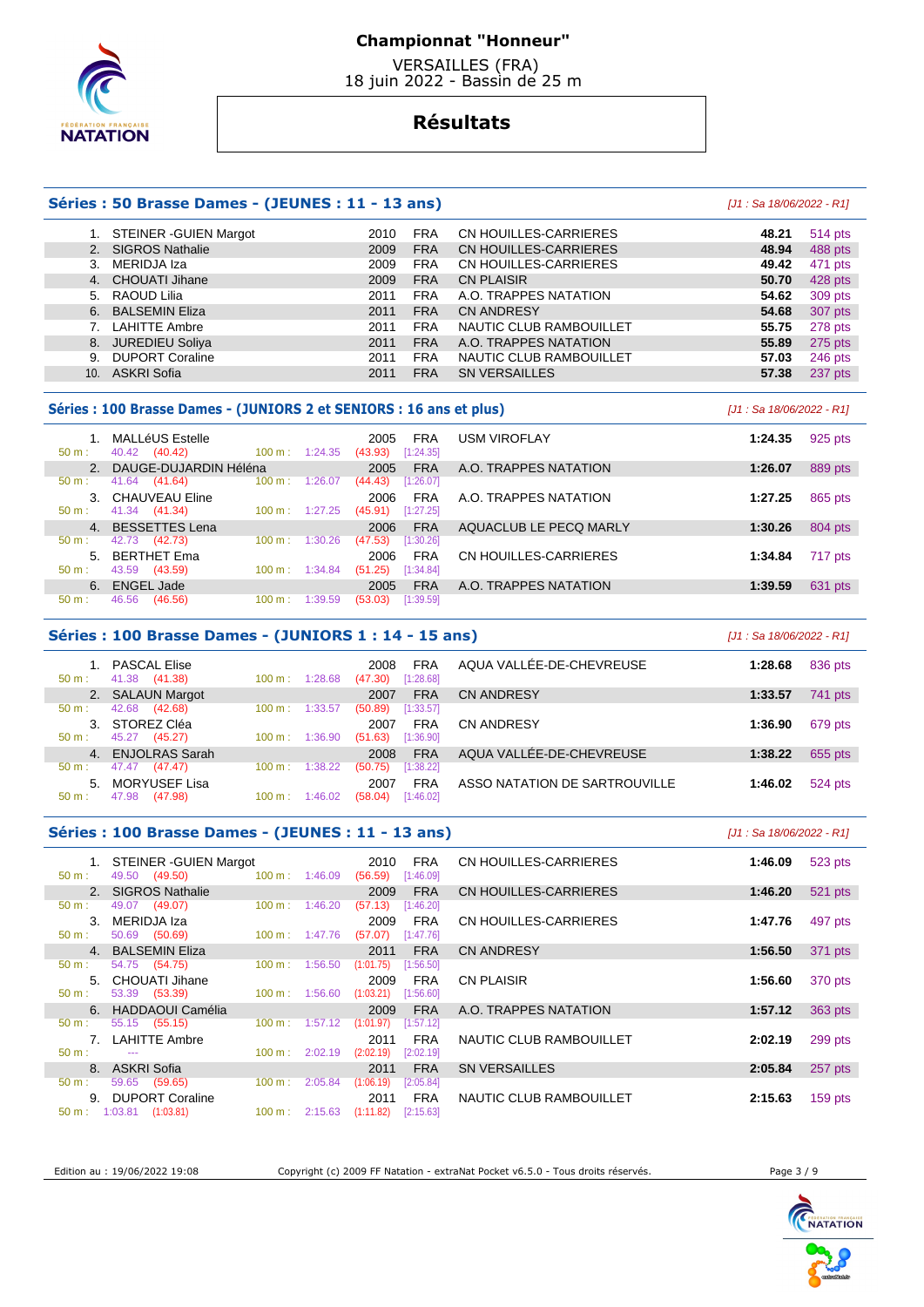# Championnat "Honneur"

VERSAILLES (FRA)
18 juin 2022 - Bassin de 25 m

## Résultats

### Séries : 50 Brasse Dames - (JEUNES : 11 - 13 ans)

*[J1 : Sa 18/06/2022 - R1]*

| Rang | Nom | Année | Nat. | Club | Temps | Points |
|---|---|---|---|---|---|---|
| 1. | STEINER -GUIEN Margot | 2010 | FRA | CN HOUILLES-CARRIERES | **48.21** | 514 pts |
| 2. | SIGROS Nathalie | 2009 | FRA | CN HOUILLES-CARRIERES | **48.94** | 488 pts |
| 3. | MERIDJA Iza | 2009 | FRA | CN HOUILLES-CARRIERES | **49.42** | 471 pts |
| 4. | CHOUATI Jihane | 2009 | FRA | CN PLAISIR | **50.70** | 428 pts |
| 5. | RAOUD Lilia | 2011 | FRA | A.O. TRAPPES NATATION | **54.62** | 309 pts |
| 6. | BALSEMIN Eliza | 2011 | FRA | CN ANDRESY | **54.68** | 307 pts |
| 7. | LAHITTE Ambre | 2011 | FRA | NAUTIC CLUB RAMBOUILLET | **55.75** | 278 pts |
| 8. | JUREDIEU Soliya | 2011 | FRA | A.O. TRAPPES NATATION | **55.89** | 275 pts |
| 9. | DUPORT Coraline | 2011 | FRA | NAUTIC CLUB RAMBOUILLET | **57.03** | 246 pts |
| 10. | ASKRI Sofia | 2011 | FRA | SN VERSAILLES | **57.38** | 237 pts |

### Séries : 100 Brasse Dames - (JUNIORS 2 et SENIORS : 16 ans et plus)

*[J1 : Sa 18/06/2022 - R1]*

| Rang | Nom | Année | Nat. | Club | Temps | Points |
|---|---|---|---|---|---|---|
| 1. | MALLéUS Estelle | 2005 | FRA | USM VIROFLAY | **1:24.35** | 925 pts |
| | 50 m : 40.42 (40.42) — 100 m : 1:24.35 (43.93) [1:24.35] | | | | | |
| 2. | DAUGE-DUJARDIN Héléna | 2005 | FRA | A.O. TRAPPES NATATION | **1:26.07** | 889 pts |
| | 50 m : 41.64 (41.64) — 100 m : 1:26.07 (44.43) [1:26.07] | | | | | |
| 3. | CHAUVEAU Eline | 2006 | FRA | A.O. TRAPPES NATATION | **1:27.25** | 865 pts |
| | 50 m : 41.34 (41.34) — 100 m : 1:27.25 (45.91) [1:27.25] | | | | | |
| 4. | BESSETTES Lena | 2006 | FRA | AQUACLUB LE PECQ MARLY | **1:30.26** | 804 pts |
| | 50 m : 42.73 (42.73) — 100 m : 1:30.26 (47.53) [1:30.26] | | | | | |
| 5. | BERTHET Ema | 2006 | FRA | CN HOUILLES-CARRIERES | **1:34.84** | 717 pts |
| | 50 m : 43.59 (43.59) — 100 m : 1:34.84 (51.25) [1:34.84] | | | | | |
| 6. | ENGEL Jade | 2005 | FRA | A.O. TRAPPES NATATION | **1:39.59** | 631 pts |
| | 50 m : 46.56 (46.56) — 100 m : 1:39.59 (53.03) [1:39.59] | | | | | |

### Séries : 100 Brasse Dames - (JUNIORS 1 : 14 - 15 ans)

*[J1 : Sa 18/06/2022 - R1]*

| Rang | Nom | Année | Nat. | Club | Temps | Points |
|---|---|---|---|---|---|---|
| 1. | PASCAL Elise | 2008 | FRA | AQUA VALLÉE-DE-CHEVREUSE | **1:28.68** | 836 pts |
| | 50 m : 41.38 (41.38) — 100 m : 1:28.68 (47.30) [1:28.68] | | | | | |
| 2. | SALAUN Margot | 2007 | FRA | CN ANDRESY | **1:33.57** | 741 pts |
| | 50 m : 42.68 (42.68) — 100 m : 1:33.57 (50.89) [1:33.57] | | | | | |
| 3. | STOREZ Cléa | 2007 | FRA | CN ANDRESY | **1:36.90** | 679 pts |
| | 50 m : 45.27 (45.27) — 100 m : 1:36.90 (51.63) [1:36.90] | | | | | |
| 4. | ENJOLRAS Sarah | 2008 | FRA | AQUA VALLÉE-DE-CHEVREUSE | **1:38.22** | 655 pts |
| | 50 m : 47.47 (47.47) — 100 m : 1:38.22 (50.75) [1:38.22] | | | | | |
| 5. | MORYUSEF Lisa | 2007 | FRA | ASSO NATATION DE SARTROUVILLE | **1:46.02** | 524 pts |
| | 50 m : 47.98 (47.98) — 100 m : 1:46.02 (58.04) [1:46.02] | | | | | |

### Séries : 100 Brasse Dames - (JEUNES : 11 - 13 ans)

*[J1 : Sa 18/06/2022 - R1]*

| Rang | Nom | Année | Nat. | Club | Temps | Points |
|---|---|---|---|---|---|---|
| 1. | STEINER -GUIEN Margot | 2010 | FRA | CN HOUILLES-CARRIERES | **1:46.09** | 523 pts |
| | 50 m : 49.50 (49.50) — 100 m : 1:46.09 (56.59) [1:46.09] | | | | | |
| 2. | SIGROS Nathalie | 2009 | FRA | CN HOUILLES-CARRIERES | **1:46.20** | 521 pts |
| | 50 m : 49.07 (49.07) — 100 m : 1:46.20 (57.13) [1:46.20] | | | | | |
| 3. | MERIDJA Iza | 2009 | FRA | CN HOUILLES-CARRIERES | **1:47.76** | 497 pts |
| | 50 m : 50.69 (50.69) — 100 m : 1:47.76 (57.07) [1:47.76] | | | | | |
| 4. | BALSEMIN Eliza | 2011 | FRA | CN ANDRESY | **1:56.50** | 371 pts |
| | 50 m : 54.75 (54.75) — 100 m : 1:56.50 (1:01.75) [1:56.50] | | | | | |
| 5. | CHOUATI Jihane | 2009 | FRA | CN PLAISIR | **1:56.60** | 370 pts |
| | 50 m : 53.39 (53.39) — 100 m : 1:56.60 (1:03.21) [1:56.60] | | | | | |
| 6. | HADDAOUI Camélia | 2009 | FRA | A.O. TRAPPES NATATION | **1:57.12** | 363 pts |
| | 50 m : 55.15 (55.15) — 100 m : 1:57.12 (1:01.97) [1:57.12] | | | | | |
| 7. | LAHITTE Ambre | 2011 | FRA | NAUTIC CLUB RAMBOUILLET | **2:02.19** | 299 pts |
| | 50 m : --- — 100 m : 2:02.19 (2:02.19) [2:02.19] | | | | | |
| 8. | ASKRI Sofia | 2011 | FRA | SN VERSAILLES | **2:05.84** | 257 pts |
| | 50 m : 59.65 (59.65) — 100 m : 2:05.84 (1:06.19) [2:05.84] | | | | | |
| 9. | DUPORT Coraline | 2011 | FRA | NAUTIC CLUB RAMBOUILLET | **2:15.63** | 159 pts |
| | 50 m : 1:03.81 (1:03.81) — 100 m : 2:15.63 (1:11.82) [2:15.63] | | | | | |

Edition au : 19/06/2022 19:08 — Copyright (c) 2009 FF Natation - extraNat Pocket v6.5.0 - Tous droits réservés.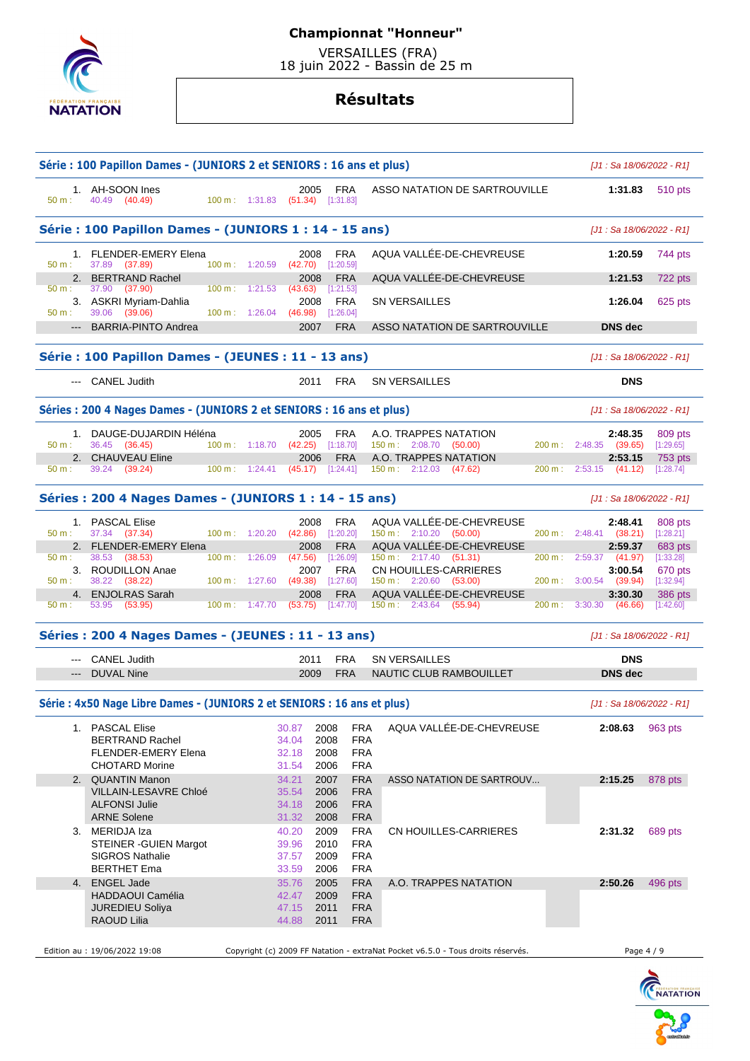# Championnat "Honneur"

VERSAILLES (FRA)
18 juin 2022 - Bassin de 25 m

## Résultats

### Série : 100 Papillon Dames - (JUNIORS 2 et SENIORS : 16 ans et plus)

*[J1 : Sa 18/06/2022 - R1]*

| Pl. | Nom | Année | Nat. | Club | Temps | Points |
|---|---|---|---|---|---|---|
| 1. | AH-SOON Ines | 2005 | FRA | ASSO NATATION DE SARTROUVILLE | 1:31.83 | 510 pts |
| | 50 m : 40.49 (40.49) — 100 m : 1:31.83 (51.34) [1:31.83] | | | | | |

### Série : 100 Papillon Dames - (JUNIORS 1 : 14 - 15 ans)

*[J1 : Sa 18/06/2022 - R1]*

| Pl. | Nom | Année | Nat. | Club | Temps | Points |
|---|---|---|---|---|---|---|
| 1. | FLENDER-EMERY Elena | 2008 | FRA | AQUA VALLÉE-DE-CHEVREUSE | 1:20.59 | 744 pts |
| | 50 m : 37.89 (37.89) — 100 m : 1:20.59 (42.70) [1:20.59] | | | | | |
| 2. | BERTRAND Rachel | 2008 | FRA | AQUA VALLÉE-DE-CHEVREUSE | 1:21.53 | 722 pts |
| | 50 m : 37.90 (37.90) — 100 m : 1:21.53 (43.63) [1:21.53] | | | | | |
| 3. | ASKRI Myriam-Dahlia | 2008 | FRA | SN VERSAILLES | 1:26.04 | 625 pts |
| | 50 m : 39.06 (39.06) — 100 m : 1:26.04 (46.98) [1:26.04] | | | | | |
| --- | BARRIA-PINTO Andrea | 2007 | FRA | ASSO NATATION DE SARTROUVILLE | DNS dec | |

### Série : 100 Papillon Dames - (JEUNES : 11 - 13 ans)

*[J1 : Sa 18/06/2022 - R1]*

| Pl. | Nom | Année | Nat. | Club | Temps | Points |
|---|---|---|---|---|---|---|
| --- | CANEL Judith | 2011 | FRA | SN VERSAILLES | DNS | |

### Séries : 200 4 Nages Dames - (JUNIORS 2 et SENIORS : 16 ans et plus)

*[J1 : Sa 18/06/2022 - R1]*

| Pl. | Nom | Année | Nat. | Club | Temps | Points |
|---|---|---|---|---|---|---|
| 1. | DAUGE-DUJARDIN Héléna | 2005 | FRA | A.O. TRAPPES NATATION | 2:48.35 | 809 pts |
| | 50 m : 36.45 (36.45) — 100 m : 1:18.70 (42.25) [1:18.70] — 150 m : 2:08.70 (50.00) — 200 m : 2:48.35 (39.65) [1:29.65] | | | | | |
| 2. | CHAUVEAU Eline | 2006 | FRA | A.O. TRAPPES NATATION | 2:53.15 | 753 pts |
| | 50 m : 39.24 (39.24) — 100 m : 1:24.41 (45.17) [1:24.41] — 150 m : 2:12.03 (47.62) — 200 m : 2:53.15 (41.12) [1:28.74] | | | | | |

### Séries : 200 4 Nages Dames - (JUNIORS 1 : 14 - 15 ans)

*[J1 : Sa 18/06/2022 - R1]*

| Pl. | Nom | Année | Nat. | Club | Temps | Points |
|---|---|---|---|---|---|---|
| 1. | PASCAL Elise | 2008 | FRA | AQUA VALLÉE-DE-CHEVREUSE | 2:48.41 | 808 pts |
| | 50 m : 37.34 (37.34) — 100 m : 1:20.20 (42.86) [1:20.20] — 150 m : 2:10.20 (50.00) — 200 m : 2:48.41 (38.21) [1:28.21] | | | | | |
| 2. | FLENDER-EMERY Elena | 2008 | FRA | AQUA VALLÉE-DE-CHEVREUSE | 2:59.37 | 683 pts |
| | 50 m : 38.53 (38.53) — 100 m : 1:26.09 (47.56) [1:26.09] — 150 m : 2:17.40 (51.31) — 200 m : 2:59.37 (41.97) [1:33.28] | | | | | |
| 3. | ROUDILLON Anae | 2007 | FRA | CN HOUILLES-CARRIERES | 3:00.54 | 670 pts |
| | 50 m : 38.22 (38.22) — 100 m : 1:27.60 (49.38) [1:27.60] — 150 m : 2:20.60 (53.00) — 200 m : 3:00.54 (39.94) [1:32.94] | | | | | |
| 4. | ENJOLRAS Sarah | 2008 | FRA | AQUA VALLÉE-DE-CHEVREUSE | 3:30.30 | 386 pts |
| | 50 m : 53.95 (53.95) — 100 m : 1:47.70 (53.75) [1:47.70] — 150 m : 2:43.64 (55.94) — 200 m : 3:30.30 (46.66) [1:42.60] | | | | | |

### Séries : 200 4 Nages Dames - (JEUNES : 11 - 13 ans)

*[J1 : Sa 18/06/2022 - R1]*

| Pl. | Nom | Année | Nat. | Club | Temps | Points |
|---|---|---|---|---|---|---|
| --- | CANEL Judith | 2011 | FRA | SN VERSAILLES | DNS | |
| --- | DUVAL Nine | 2009 | FRA | NAUTIC CLUB RAMBOUILLET | DNS dec | |

### Série : 4x50 Nage Libre Dames - (JUNIORS 2 et SENIORS : 16 ans et plus)

*[J1 : Sa 18/06/2022 - R1]*

| Pl. | Nom | Temps partiel | Année | Nat. | Club | Temps | Points |
|---|---|---|---|---|---|---|---|
| 1. | PASCAL Elise | 30.87 | 2008 | FRA | AQUA VALLÉE-DE-CHEVREUSE | 2:08.63 | 963 pts |
| | BERTRAND Rachel | 34.04 | 2008 | FRA | | | |
| | FLENDER-EMERY Elena | 32.18 | 2008 | FRA | | | |
| | CHOTARD Morine | 31.54 | 2006 | FRA | | | |
| 2. | QUANTIN Manon | 34.21 | 2007 | FRA | ASSO NATATION DE SARTROUV... | 2:15.25 | 878 pts |
| | VILLAIN-LESAVRE Chloé | 35.54 | 2006 | FRA | | | |
| | ALFONSI Julie | 34.18 | 2006 | FRA | | | |
| | ARNE Solene | 31.32 | 2008 | FRA | | | |
| 3. | MERIDJA Iza | 40.20 | 2009 | FRA | CN HOUILLES-CARRIERES | 2:31.32 | 689 pts |
| | STEINER -GUIEN Margot | 39.96 | 2010 | FRA | | | |
| | SIGROS Nathalie | 37.57 | 2009 | FRA | | | |
| | BERTHET Ema | 33.59 | 2006 | FRA | | | |
| 4. | ENGEL Jade | 35.76 | 2005 | FRA | A.O. TRAPPES NATATION | 2:50.26 | 496 pts |
| | HADDAOUI Camélia | 42.47 | 2009 | FRA | | | |
| | JUREDIEU Soliya | 47.15 | 2011 | FRA | | | |
| | RAOUD Lilia | 44.88 | 2011 | FRA | | | |

Edition au : 19/06/2022 19:08 — Copyright (c) 2009 FF Natation - extraNat Pocket v6.5.0 - Tous droits réservés.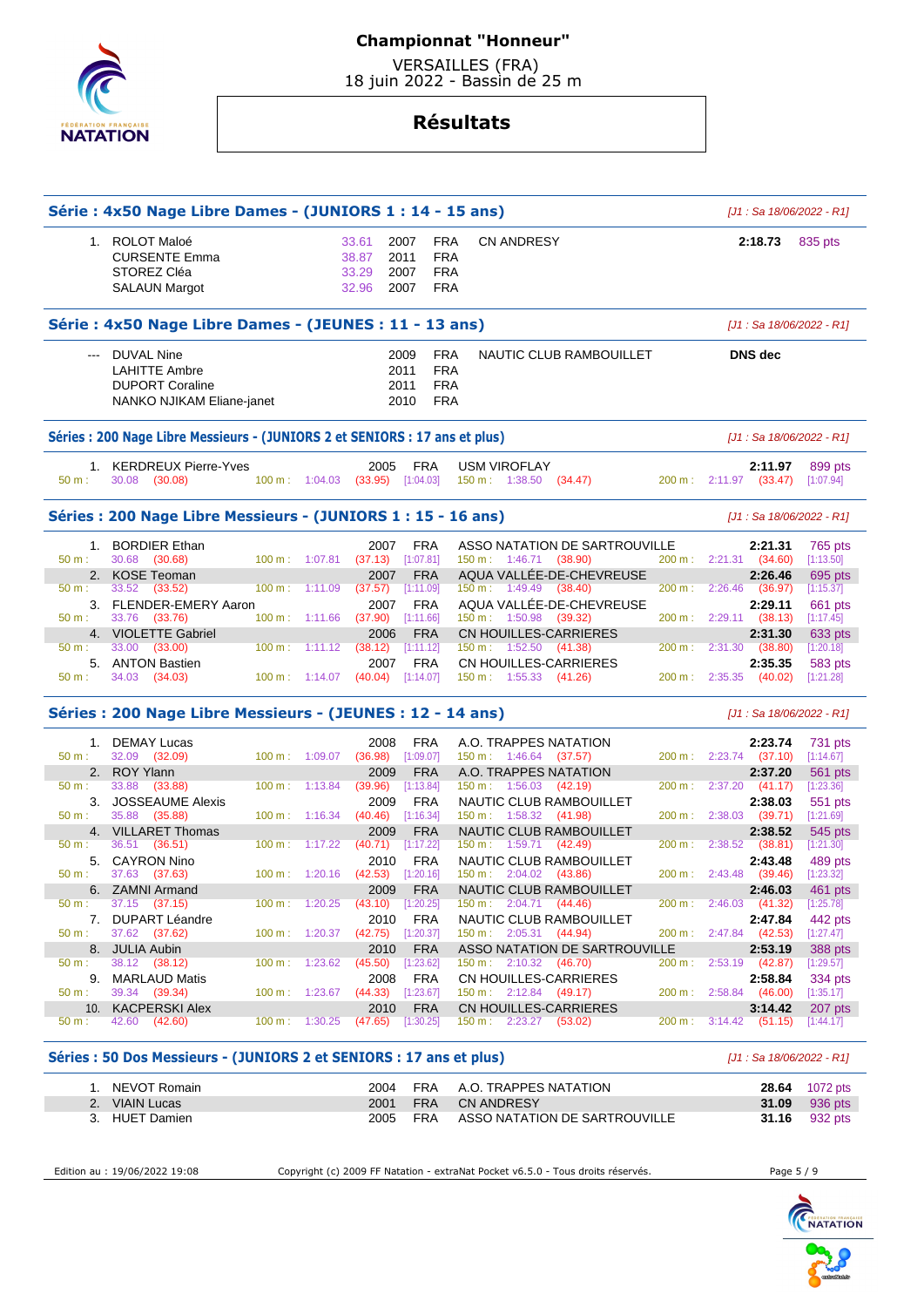# Championnat "Honneur"

VERSAILLES (FRA)
18 juin 2022 - Bassin de 25 m

## Résultats

### Série : 4x50 Nage Libre Dames - (JUNIORS 1 : 14 - 15 ans)

*[J1 : Sa 18/06/2022 - R1]*

| Rang | Nom | Temps | Année | Nat. | Club | Temps | Points |
|---|---|---|---|---|---|---|---|
| 1. | ROLOT Maloé | 33.61 | 2007 | FRA | CN ANDRESY | 2:18.73 | 835 pts |
| | CURSENTE Emma | 38.87 | 2011 | FRA | | | |
| | STOREZ Cléa | 33.29 | 2007 | FRA | | | |
| | SALAUN Margot | 32.96 | 2007 | FRA | | | |

### Série : 4x50 Nage Libre Dames - (JEUNES : 11 - 13 ans)

*[J1 : Sa 18/06/2022 - R1]*

| Rang | Nom | Année | Nat. | Club | Temps |
|---|---|---|---|---|---|
| --- | DUVAL Nine | 2009 | FRA | NAUTIC CLUB RAMBOUILLET | DNS dec |
| | LAHITTE Ambre | 2011 | FRA | | |
| | DUPORT Coraline | 2011 | FRA | | |
| | NANKO NJIKAM Eliane-janet | 2010 | FRA | | |

### Séries : 200 Nage Libre Messieurs - (JUNIORS 2 et SENIORS : 17 ans et plus)

*[J1 : Sa 18/06/2022 - R1]*

| Rang | Nom | Année | Nat. | Club | Temps | Points |
|---|---|---|---|---|---|---|
| 1. | KERDREUX Pierre-Yves | 2005 | FRA | USM VIROFLAY | 2:11.97 | 899 pts |
| | 50 m : 30.08 (30.08) | 100 m : 1:04.03 (33.95) [1:04.03] | | 150 m : 1:38.50 (34.47) | 200 m : 2:11.97 (33.47) [1:07.94] | |

### Séries : 200 Nage Libre Messieurs - (JUNIORS 1 : 15 - 16 ans)

*[J1 : Sa 18/06/2022 - R1]*

| Rang | Nom | Année | Nat. | Club | Temps | Points |
|---|---|---|---|---|---|---|
| 1. | BORDIER Ethan | 2007 | FRA | ASSO NATATION DE SARTROUVILLE | 2:21.31 | 765 pts |
| | 50 m : 30.68 (30.68) | 100 m : 1:07.81 (37.13) [1:07.81] | | 150 m : 1:46.71 (38.90) | 200 m : 2:21.31 (34.60) [1:13.50] | |
| 2. | KOSE Teoman | 2007 | FRA | AQUA VALLÉE-DE-CHEVREUSE | 2:26.46 | 695 pts |
| | 50 m : 33.52 (33.52) | 100 m : 1:11.09 (37.57) [1:11.09] | | 150 m : 1:49.49 (38.40) | 200 m : 2:26.46 (36.97) [1:15.37] | |
| 3. | FLENDER-EMERY Aaron | 2007 | FRA | AQUA VALLÉE-DE-CHEVREUSE | 2:29.11 | 661 pts |
| | 50 m : 33.76 (33.76) | 100 m : 1:11.66 (37.90) [1:11.66] | | 150 m : 1:50.98 (39.32) | 200 m : 2:29.11 (38.13) [1:17.45] | |
| 4. | VIOLETTE Gabriel | 2006 | FRA | CN HOUILLES-CARRIERES | 2:31.30 | 633 pts |
| | 50 m : 33.00 (33.00) | 100 m : 1:11.12 (38.12) [1:11.12] | | 150 m : 1:52.50 (41.38) | 200 m : 2:31.30 (38.80) [1:20.18] | |
| 5. | ANTON Bastien | 2007 | FRA | CN HOUILLES-CARRIERES | 2:35.35 | 583 pts |
| | 50 m : 34.03 (34.03) | 100 m : 1:14.07 (40.04) [1:14.07] | | 150 m : 1:55.33 (41.26) | 200 m : 2:35.35 (40.02) [1:21.28] | |

### Séries : 200 Nage Libre Messieurs - (JEUNES : 12 - 14 ans)

*[J1 : Sa 18/06/2022 - R1]*

| Rang | Nom | Année | Nat. | Club | Temps | Points |
|---|---|---|---|---|---|---|
| 1. | DEMAY Lucas | 2008 | FRA | A.O. TRAPPES NATATION | 2:23.74 | 731 pts |
| | 50 m : 32.09 (32.09) | 100 m : 1:09.07 (36.98) [1:09.07] | | 150 m : 1:46.64 (37.57) | 200 m : 2:23.74 (37.10) [1:14.67] | |
| 2. | ROY Ylann | 2009 | FRA | A.O. TRAPPES NATATION | 2:37.20 | 561 pts |
| | 50 m : 33.88 (33.88) | 100 m : 1:13.84 (39.96) [1:13.84] | | 150 m : 1:56.03 (42.19) | 200 m : 2:37.20 (41.17) [1:23.36] | |
| 3. | JOSSEAUME Alexis | 2009 | FRA | NAUTIC CLUB RAMBOUILLET | 2:38.03 | 551 pts |
| | 50 m : 35.88 (35.88) | 100 m : 1:16.34 (40.46) [1:16.34] | | 150 m : 1:58.32 (41.98) | 200 m : 2:38.03 (39.71) [1:21.69] | |
| 4. | VILLARET Thomas | 2009 | FRA | NAUTIC CLUB RAMBOUILLET | 2:38.52 | 545 pts |
| | 50 m : 36.51 (36.51) | 100 m : 1:17.22 (40.71) [1:17.22] | | 150 m : 1:59.71 (42.49) | 200 m : 2:38.52 (38.81) [1:21.30] | |
| 5. | CAYRON Nino | 2010 | FRA | NAUTIC CLUB RAMBOUILLET | 2:43.48 | 489 pts |
| | 50 m : 37.63 (37.63) | 100 m : 1:20.16 (42.53) [1:20.16] | | 150 m : 2:04.02 (43.86) | 200 m : 2:43.48 (39.46) [1:23.32] | |
| 6. | ZAMNI Armand | 2009 | FRA | NAUTIC CLUB RAMBOUILLET | 2:46.03 | 461 pts |
| | 50 m : 37.15 (37.15) | 100 m : 1:20.25 (43.10) [1:20.25] | | 150 m : 2:04.71 (44.46) | 200 m : 2:46.03 (41.32) [1:25.78] | |
| 7. | DUPART Léandre | 2010 | FRA | NAUTIC CLUB RAMBOUILLET | 2:47.84 | 442 pts |
| | 50 m : 37.62 (37.62) | 100 m : 1:20.37 (42.75) [1:20.37] | | 150 m : 2:05.31 (44.94) | 200 m : 2:47.84 (42.53) [1:27.47] | |
| 8. | JULIA Aubin | 2010 | FRA | ASSO NATATION DE SARTROUVILLE | 2:53.19 | 388 pts |
| | 50 m : 38.12 (38.12) | 100 m : 1:23.62 (45.50) [1:23.62] | | 150 m : 2:10.32 (46.70) | 200 m : 2:53.19 (42.87) [1:29.57] | |
| 9. | MARLAUD Matis | 2008 | FRA | CN HOUILLES-CARRIERES | 2:58.84 | 334 pts |
| | 50 m : 39.34 (39.34) | 100 m : 1:23.67 (44.33) [1:23.67] | | 150 m : 2:12.84 (49.17) | 200 m : 2:58.84 (46.00) [1:35.17] | |
| 10. | KACPERSKI Alex | 2010 | FRA | CN HOUILLES-CARRIERES | 3:14.42 | 207 pts |
| | 50 m : 42.60 (42.60) | 100 m : 1:30.25 (47.65) [1:30.25] | | 150 m : 2:23.27 (53.02) | 200 m : 3:14.42 (51.15) [1:44.17] | |

### Séries : 50 Dos Messieurs - (JUNIORS 2 et SENIORS : 17 ans et plus)

*[J1 : Sa 18/06/2022 - R1]*

| Rang | Nom | Année | Nat. | Club | Temps | Points |
|---|---|---|---|---|---|---|
| 1. | NEVOT Romain | 2004 | FRA | A.O. TRAPPES NATATION | 28.64 | 1072 pts |
| 2. | VIAIN Lucas | 2001 | FRA | CN ANDRESY | 31.09 | 936 pts |
| 3. | HUET Damien | 2005 | FRA | ASSO NATATION DE SARTROUVILLE | 31.16 | 932 pts |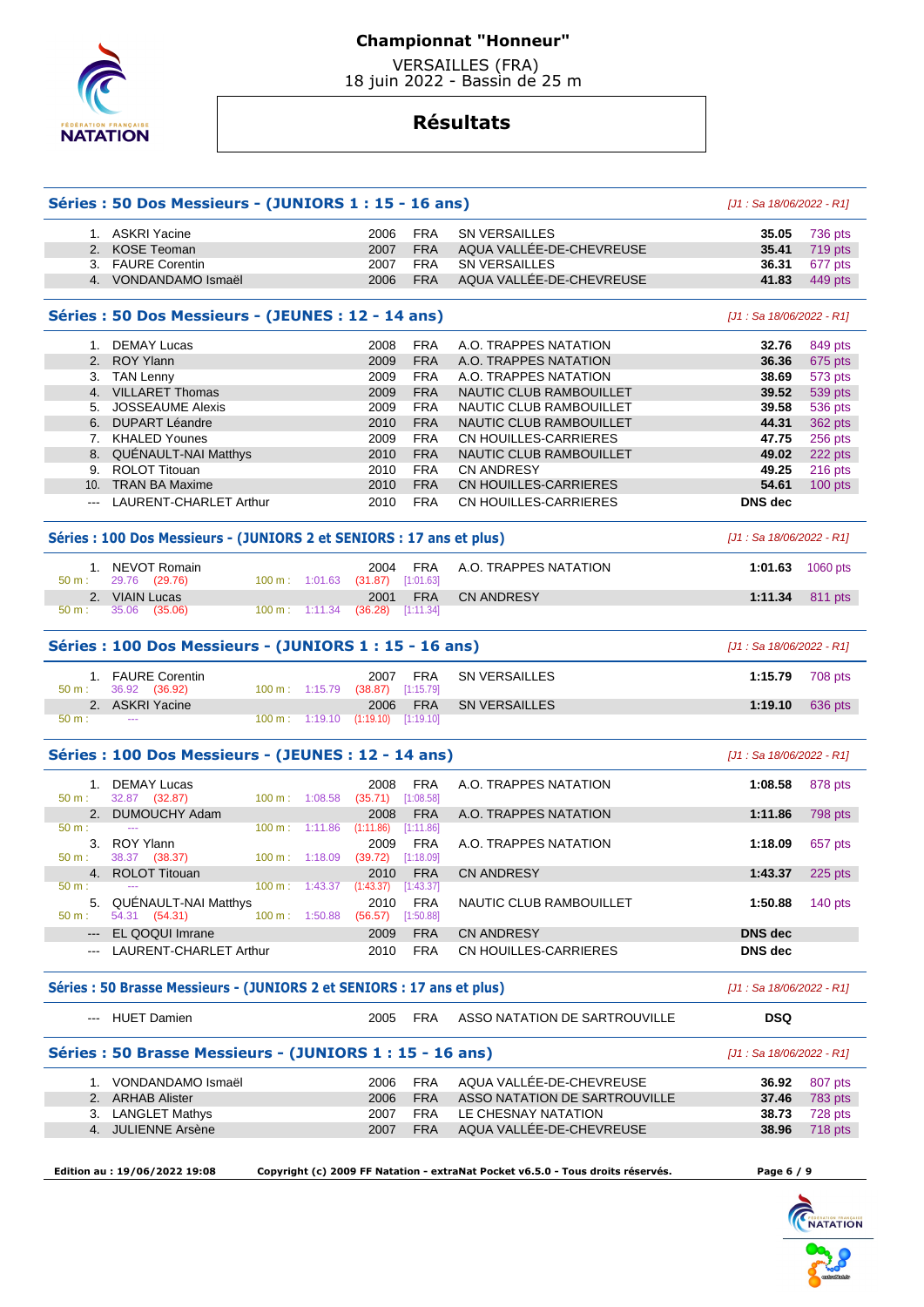# Championnat "Honneur"

VERSAILLES (FRA)
18 juin 2022 - Bassin de 25 m

## Résultats

### Séries : 50 Dos Messieurs - (JUNIORS 1 : 15 - 16 ans)

*[J1 : Sa 18/06/2022 - R1]*

| Rang | Nom | Année | Nat. | Club | Temps | Points |
|---|---|---|---|---|---|---|
| 1. | ASKRI Yacine | 2006 | FRA | SN VERSAILLES | 35.05 | 736 pts |
| 2. | KOSE Teoman | 2007 | FRA | AQUA VALLÉE-DE-CHEVREUSE | 35.41 | 719 pts |
| 3. | FAURE Corentin | 2007 | FRA | SN VERSAILLES | 36.31 | 677 pts |
| 4. | VONDANDAMO Ismaël | 2006 | FRA | AQUA VALLÉE-DE-CHEVREUSE | 41.83 | 449 pts |

### Séries : 50 Dos Messieurs - (JEUNES : 12 - 14 ans)

*[J1 : Sa 18/06/2022 - R1]*

| Rang | Nom | Année | Nat. | Club | Temps | Points |
|---|---|---|---|---|---|---|
| 1. | DEMAY Lucas | 2008 | FRA | A.O. TRAPPES NATATION | 32.76 | 849 pts |
| 2. | ROY Ylann | 2009 | FRA | A.O. TRAPPES NATATION | 36.36 | 675 pts |
| 3. | TAN Lenny | 2009 | FRA | A.O. TRAPPES NATATION | 38.69 | 573 pts |
| 4. | VILLARET Thomas | 2009 | FRA | NAUTIC CLUB RAMBOUILLET | 39.52 | 539 pts |
| 5. | JOSSEAUME Alexis | 2009 | FRA | NAUTIC CLUB RAMBOUILLET | 39.58 | 536 pts |
| 6. | DUPART Léandre | 2010 | FRA | NAUTIC CLUB RAMBOUILLET | 44.31 | 362 pts |
| 7. | KHALED Younes | 2009 | FRA | CN HOUILLES-CARRIERES | 47.75 | 256 pts |
| 8. | QUÉNAULT-NAI Matthys | 2010 | FRA | NAUTIC CLUB RAMBOUILLET | 49.02 | 222 pts |
| 9. | ROLOT Titouan | 2010 | FRA | CN ANDRESY | 49.25 | 216 pts |
| 10. | TRAN BA Maxime | 2010 | FRA | CN HOUILLES-CARRIERES | 54.61 | 100 pts |
| --- | LAURENT-CHARLET Arthur | 2010 | FRA | CN HOUILLES-CARRIERES | DNS dec | |

### Séries : 100 Dos Messieurs - (JUNIORS 2 et SENIORS : 17 ans et plus)

*[J1 : Sa 18/06/2022 - R1]*

| Rang | Nom | Année | Nat. | Club | Temps | Points |
|---|---|---|---|---|---|---|
| 1. | NEVOT Romain | 2004 | FRA | A.O. TRAPPES NATATION | 1:01.63 | 1060 pts |
| | 50 m : 29.76 (29.76) — 100 m : 1:01.63 (31.87) [1:01.63] | | | | | |
| 2. | VIAIN Lucas | 2001 | FRA | CN ANDRESY | 1:11.34 | 811 pts |
| | 50 m : 35.06 (35.06) — 100 m : 1:11.34 (36.28) [1:11.34] | | | | | |

### Séries : 100 Dos Messieurs - (JUNIORS 1 : 15 - 16 ans)

*[J1 : Sa 18/06/2022 - R1]*

| Rang | Nom | Année | Nat. | Club | Temps | Points |
|---|---|---|---|---|---|---|
| 1. | FAURE Corentin | 2007 | FRA | SN VERSAILLES | 1:15.79 | 708 pts |
| | 50 m : 36.92 (36.92) — 100 m : 1:15.79 (38.87) [1:15.79] | | | | | |
| 2. | ASKRI Yacine | 2006 | FRA | SN VERSAILLES | 1:19.10 | 636 pts |
| | 50 m : --- — 100 m : 1:19.10 (1:19.10) [1:19.10] | | | | | |

### Séries : 100 Dos Messieurs - (JEUNES : 12 - 14 ans)

*[J1 : Sa 18/06/2022 - R1]*

| Rang | Nom | Année | Nat. | Club | Temps | Points |
|---|---|---|---|---|---|---|
| 1. | DEMAY Lucas | 2008 | FRA | A.O. TRAPPES NATATION | 1:08.58 | 878 pts |
| | 50 m : 32.87 (32.87) — 100 m : 1:08.58 (35.71) [1:08.58] | | | | | |
| 2. | DUMOUCHY Adam | 2008 | FRA | A.O. TRAPPES NATATION | 1:11.86 | 798 pts |
| | 50 m : --- — 100 m : 1:11.86 (1:11.86) [1:11.86] | | | | | |
| 3. | ROY Ylann | 2009 | FRA | A.O. TRAPPES NATATION | 1:18.09 | 657 pts |
| | 50 m : 38.37 (38.37) — 100 m : 1:18.09 (39.72) [1:18.09] | | | | | |
| 4. | ROLOT Titouan | 2010 | FRA | CN ANDRESY | 1:43.37 | 225 pts |
| | 50 m : --- — 100 m : 1:43.37 (1:43.37) [1:43.37] | | | | | |
| 5. | QUÉNAULT-NAI Matthys | 2010 | FRA | NAUTIC CLUB RAMBOUILLET | 1:50.88 | 140 pts |
| | 50 m : 54.31 (54.31) — 100 m : 1:50.88 (56.57) [1:50.88] | | | | | |
| --- | EL QOQUI Imrane | 2009 | FRA | CN ANDRESY | DNS dec | |
| --- | LAURENT-CHARLET Arthur | 2010 | FRA | CN HOUILLES-CARRIERES | DNS dec | |

### Séries : 50 Brasse Messieurs - (JUNIORS 2 et SENIORS : 17 ans et plus)

*[J1 : Sa 18/06/2022 - R1]*

| Rang | Nom | Année | Nat. | Club | Temps | Points |
|---|---|---|---|---|---|---|
| --- | HUET Damien | 2005 | FRA | ASSO NATATION DE SARTROUVILLE | DSQ | |

### Séries : 50 Brasse Messieurs - (JUNIORS 1 : 15 - 16 ans)

*[J1 : Sa 18/06/2022 - R1]*

| Rang | Nom | Année | Nat. | Club | Temps | Points |
|---|---|---|---|---|---|---|
| 1. | VONDANDAMO Ismaël | 2006 | FRA | AQUA VALLÉE-DE-CHEVREUSE | 36.92 | 807 pts |
| 2. | ARHAB Alister | 2006 | FRA | ASSO NATATION DE SARTROUVILLE | 37.46 | 783 pts |
| 3. | LANGLET Mathys | 2007 | FRA | LE CHESNAY NATATION | 38.73 | 728 pts |
| 4. | JULIENNE Arsène | 2007 | FRA | AQUA VALLÉE-DE-CHEVREUSE | 38.96 | 718 pts |

Edition au : 19/06/2022 19:08 — Copyright (c) 2009 FF Natation - extraNat Pocket v6.5.0 - Tous droits réservés.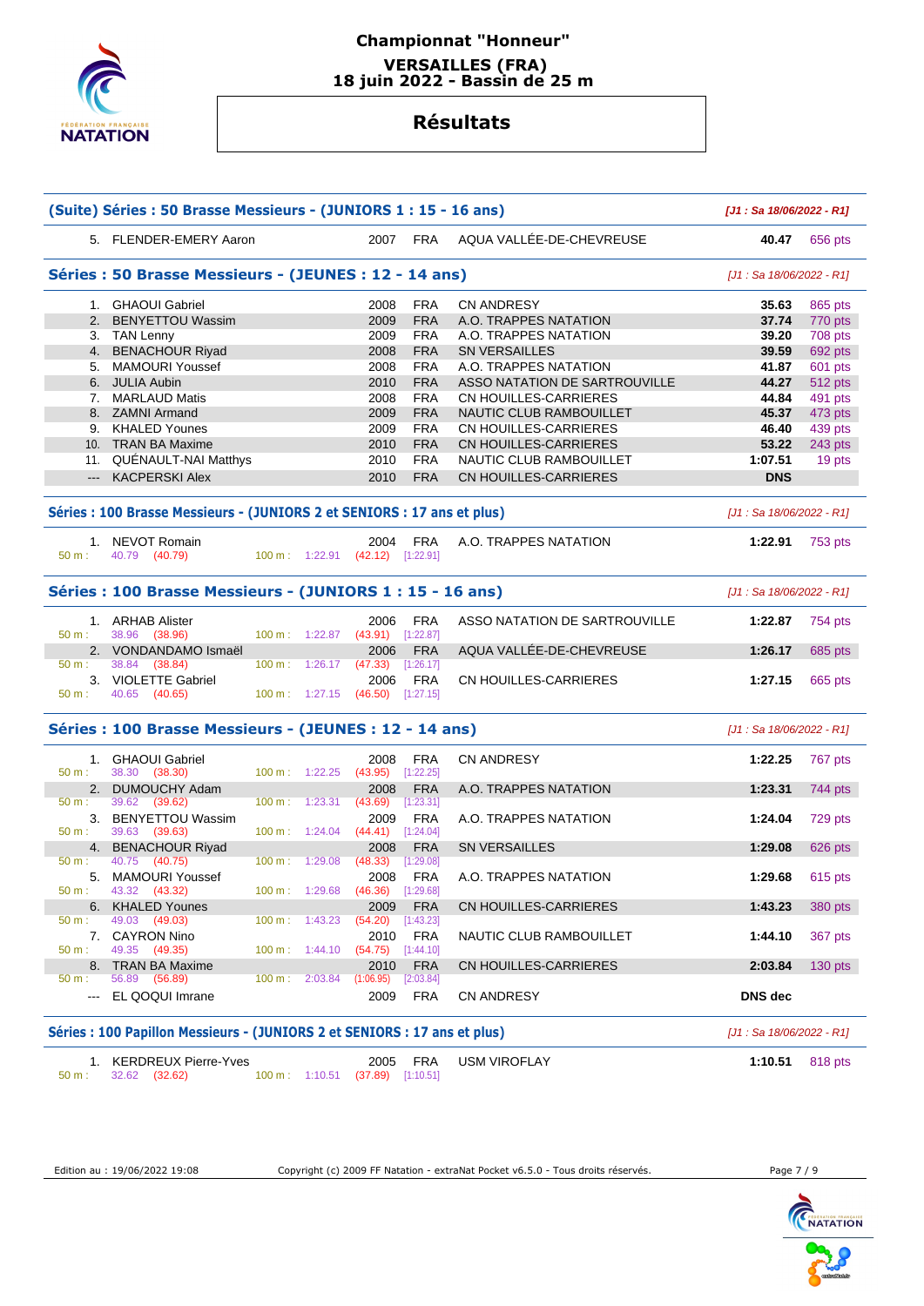# Championnat "Honneur"

## VERSAILLES (FRA)
## 18 juin 2022 - Bassin de 25 m

# Résultats

### (Suite) Séries : 50 Brasse Messieurs - (JUNIORS 1 : 15 - 16 ans)

*[J1 : Sa 18/06/2022 - R1]*

| Rang | Nom | Année | Nat. | Club | Temps | Points |
|---|---|---|---|---|---|---|
| 5. | FLENDER-EMERY Aaron | 2007 | FRA | AQUA VALLÉE-DE-CHEVREUSE | 40.47 | 656 pts |

### Séries : 50 Brasse Messieurs - (JEUNES : 12 - 14 ans)

*[J1 : Sa 18/06/2022 - R1]*

| Rang | Nom | Année | Nat. | Club | Temps | Points |
|---|---|---|---|---|---|---|
| 1. | GHAOUI Gabriel | 2008 | FRA | CN ANDRESY | 35.63 | 865 pts |
| 2. | BENYETTOU Wassim | 2009 | FRA | A.O. TRAPPES NATATION | 37.74 | 770 pts |
| 3. | TAN Lenny | 2009 | FRA | A.O. TRAPPES NATATION | 39.20 | 708 pts |
| 4. | BENACHOUR Riyad | 2008 | FRA | SN VERSAILLES | 39.59 | 692 pts |
| 5. | MAMOURI Youssef | 2008 | FRA | A.O. TRAPPES NATATION | 41.87 | 601 pts |
| 6. | JULIA Aubin | 2010 | FRA | ASSO NATATION DE SARTROUVILLE | 44.27 | 512 pts |
| 7. | MARLAUD Matis | 2008 | FRA | CN HOUILLES-CARRIERES | 44.84 | 491 pts |
| 8. | ZAMNI Armand | 2009 | FRA | NAUTIC CLUB RAMBOUILLET | 45.37 | 473 pts |
| 9. | KHALED Younes | 2009 | FRA | CN HOUILLES-CARRIERES | 46.40 | 439 pts |
| 10. | TRAN BA Maxime | 2010 | FRA | CN HOUILLES-CARRIERES | 53.22 | 243 pts |
| 11. | QUÉNAULT-NAI Matthys | 2010 | FRA | NAUTIC CLUB RAMBOUILLET | 1:07.51 | 19 pts |
| --- | KACPERSKI Alex | 2010 | FRA | CN HOUILLES-CARRIERES | DNS | |

### Séries : 100 Brasse Messieurs - (JUNIORS 2 et SENIORS : 17 ans et plus)

*[J1 : Sa 18/06/2022 - R1]*

| Rang | Nom | Année | Nat. | Club | Temps | Points |
|---|---|---|---|---|---|---|
| 1. | NEVOT Romain | 2004 | FRA | A.O. TRAPPES NATATION | 1:22.91 | 753 pts |
| | 50 m : 40.79 (40.79) | 100 m : 1:22.91 (42.12) [1:22.91] | | | | |

### Séries : 100 Brasse Messieurs - (JUNIORS 1 : 15 - 16 ans)

*[J1 : Sa 18/06/2022 - R1]*

| Rang | Nom | Année | Nat. | Club | Temps | Points |
|---|---|---|---|---|---|---|
| 1. | ARHAB Alister | 2006 | FRA | ASSO NATATION DE SARTROUVILLE | 1:22.87 | 754 pts |
| | 50 m : 38.96 (38.96) | 100 m : 1:22.87 (43.91) [1:22.87] | | | | |
| 2. | VONDANDAMO Ismaël | 2006 | FRA | AQUA VALLÉE-DE-CHEVREUSE | 1:26.17 | 685 pts |
| | 50 m : 38.84 (38.84) | 100 m : 1:26.17 (47.33) [1:26.17] | | | | |
| 3. | VIOLETTE Gabriel | 2006 | FRA | CN HOUILLES-CARRIERES | 1:27.15 | 665 pts |
| | 50 m : 40.65 (40.65) | 100 m : 1:27.15 (46.50) [1:27.15] | | | | |

### Séries : 100 Brasse Messieurs - (JEUNES : 12 - 14 ans)

*[J1 : Sa 18/06/2022 - R1]*

| Rang | Nom | Année | Nat. | Club | Temps | Points |
|---|---|---|---|---|---|---|
| 1. | GHAOUI Gabriel | 2008 | FRA | CN ANDRESY | 1:22.25 | 767 pts |
| | 50 m : 38.30 (38.30) | 100 m : 1:22.25 (43.95) [1:22.25] | | | | |
| 2. | DUMOUCHY Adam | 2008 | FRA | A.O. TRAPPES NATATION | 1:23.31 | 744 pts |
| | 50 m : 39.62 (39.62) | 100 m : 1:23.31 (43.69) [1:23.31] | | | | |
| 3. | BENYETTOU Wassim | 2009 | FRA | A.O. TRAPPES NATATION | 1:24.04 | 729 pts |
| | 50 m : 39.63 (39.63) | 100 m : 1:24.04 (44.41) [1:24.04] | | | | |
| 4. | BENACHOUR Riyad | 2008 | FRA | SN VERSAILLES | 1:29.08 | 626 pts |
| | 50 m : 40.75 (40.75) | 100 m : 1:29.08 (48.33) [1:29.08] | | | | |
| 5. | MAMOURI Youssef | 2008 | FRA | A.O. TRAPPES NATATION | 1:29.68 | 615 pts |
| | 50 m : 43.32 (43.32) | 100 m : 1:29.68 (46.36) [1:29.68] | | | | |
| 6. | KHALED Younes | 2009 | FRA | CN HOUILLES-CARRIERES | 1:43.23 | 380 pts |
| | 50 m : 49.03 (49.03) | 100 m : 1:43.23 (54.20) [1:43.23] | | | | |
| 7. | CAYRON Nino | 2010 | FRA | NAUTIC CLUB RAMBOUILLET | 1:44.10 | 367 pts |
| | 50 m : 49.35 (49.35) | 100 m : 1:44.10 (54.75) [1:44.10] | | | | |
| 8. | TRAN BA Maxime | 2010 | FRA | CN HOUILLES-CARRIERES | 2:03.84 | 130 pts |
| | 50 m : 56.89 (56.89) | 100 m : 2:03.84 (1:06.95) [2:03.84] | | | | |
| --- | EL QOQUI Imrane | 2009 | FRA | CN ANDRESY | DNS dec | |

### Séries : 100 Papillon Messieurs - (JUNIORS 2 et SENIORS : 17 ans et plus)

*[J1 : Sa 18/06/2022 - R1]*

| Rang | Nom | Année | Nat. | Club | Temps | Points |
|---|---|---|---|---|---|---|
| 1. | KERDREUX Pierre-Yves | 2005 | FRA | USM VIROFLAY | 1:10.51 | 818 pts |
| | 50 m : 32.62 (32.62) | 100 m : 1:10.51 (37.89) [1:10.51] | | | | |

Edition au : 19/06/2022 19:08 — Copyright (c) 2009 FF Natation - extraNat Pocket v6.5.0 - Tous droits réservés.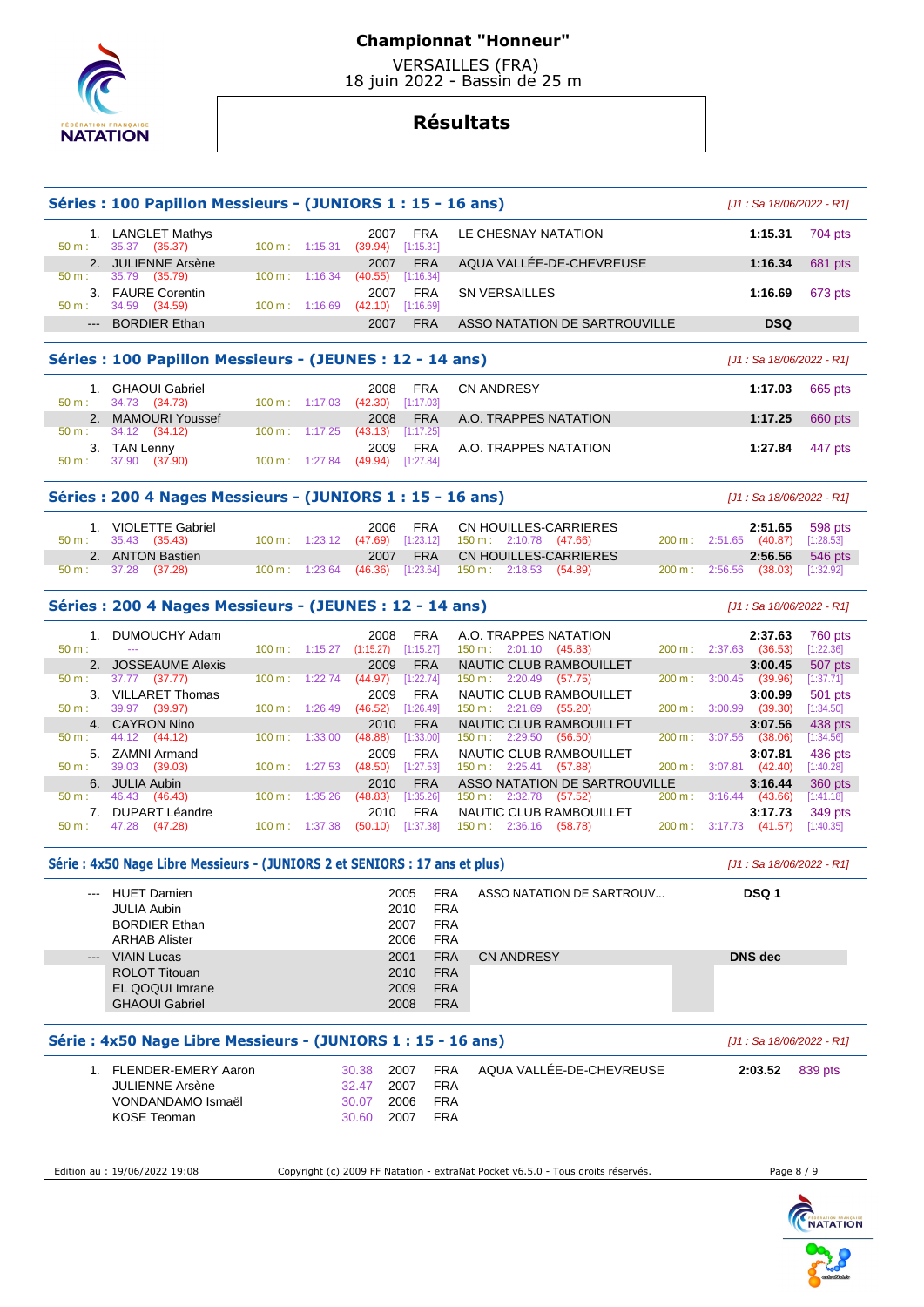# Championnat "Honneur"

VERSAILLES (FRA)
18 juin 2022 - Bassin de 25 m

## Résultats

### Séries : 100 Papillon Messieurs - (JUNIORS 1 : 15 - 16 ans)

*[J1 : Sa 18/06/2022 - R1]*

| Rang | Nom | Année | Nat. | Club | Temps | Points |
|---|---|---|---|---|---|---|
| 1. | LANGLET Mathys | 2007 | FRA | LE CHESNAY NATATION | 1:15.31 | 704 pts |
| | 50 m : 35.37 (35.37) — 100 m : 1:15.31 (39.94) [1:15.31] | | | | | |
| 2. | JULIENNE Arsène | 2007 | FRA | AQUA VALLÉE-DE-CHEVREUSE | 1:16.34 | 681 pts |
| | 50 m : 35.79 (35.79) — 100 m : 1:16.34 (40.55) [1:16.34] | | | | | |
| 3. | FAURE Corentin | 2007 | FRA | SN VERSAILLES | 1:16.69 | 673 pts |
| | 50 m : 34.59 (34.59) — 100 m : 1:16.69 (42.10) [1:16.69] | | | | | |
| --- | BORDIER Ethan | 2007 | FRA | ASSO NATATION DE SARTROUVILLE | DSQ | |

### Séries : 100 Papillon Messieurs - (JEUNES : 12 - 14 ans)

*[J1 : Sa 18/06/2022 - R1]*

| Rang | Nom | Année | Nat. | Club | Temps | Points |
|---|---|---|---|---|---|---|
| 1. | GHAOUI Gabriel | 2008 | FRA | CN ANDRESY | 1:17.03 | 665 pts |
| | 50 m : 34.73 (34.73) — 100 m : 1:17.03 (42.30) [1:17.03] | | | | | |
| 2. | MAMOURI Youssef | 2008 | FRA | A.O. TRAPPES NATATION | 1:17.25 | 660 pts |
| | 50 m : 34.12 (34.12) — 100 m : 1:17.25 (43.13) [1:17.25] | | | | | |
| 3. | TAN Lenny | 2009 | FRA | A.O. TRAPPES NATATION | 1:27.84 | 447 pts |
| | 50 m : 37.90 (37.90) — 100 m : 1:27.84 (49.94) [1:27.84] | | | | | |

### Séries : 200 4 Nages Messieurs - (JUNIORS 1 : 15 - 16 ans)

*[J1 : Sa 18/06/2022 - R1]*

| Rang | Nom | Année | Nat. | Club | Temps | Points |
|---|---|---|---|---|---|---|
| 1. | VIOLETTE Gabriel | 2006 | FRA | CN HOUILLES-CARRIERES | 2:51.65 | 598 pts |
| | 50 m : 35.43 (35.43) — 100 m : 1:23.12 (47.69) [1:23.12] — 150 m : 2:10.78 (47.66) — 200 m : 2:51.65 (40.87) [1:28.53] | | | | | |
| 2. | ANTON Bastien | 2007 | FRA | CN HOUILLES-CARRIERES | 2:56.56 | 546 pts |
| | 50 m : 37.28 (37.28) — 100 m : 1:23.64 (46.36) [1:23.64] — 150 m : 2:18.53 (54.89) — 200 m : 2:56.56 (38.03) [1:32.92] | | | | | |

### Séries : 200 4 Nages Messieurs - (JEUNES : 12 - 14 ans)

*[J1 : Sa 18/06/2022 - R1]*

| Rang | Nom | Année | Nat. | Club | Temps | Points |
|---|---|---|---|---|---|---|
| 1. | DUMOUCHY Adam | 2008 | FRA | A.O. TRAPPES NATATION | 2:37.63 | 760 pts |
| | 50 m : --- — 100 m : 1:15.27 (1:15.27) [1:15.27] — 150 m : 2:01.10 (45.83) — 200 m : 2:37.63 (36.53) [1:22.36] | | | | | |
| 2. | JOSSEAUME Alexis | 2009 | FRA | NAUTIC CLUB RAMBOUILLET | 3:00.45 | 507 pts |
| | 50 m : 37.77 (37.77) — 100 m : 1:22.74 (44.97) [1:22.74] — 150 m : 2:20.49 (57.75) — 200 m : 3:00.45 (39.96) [1:37.71] | | | | | |
| 3. | VILLARET Thomas | 2009 | FRA | NAUTIC CLUB RAMBOUILLET | 3:00.99 | 501 pts |
| | 50 m : 39.97 (39.97) — 100 m : 1:26.49 (46.52) [1:26.49] — 150 m : 2:21.69 (55.20) — 200 m : 3:00.99 (39.30) [1:34.50] | | | | | |
| 4. | CAYRON Nino | 2010 | FRA | NAUTIC CLUB RAMBOUILLET | 3:07.56 | 438 pts |
| | 50 m : 44.12 (44.12) — 100 m : 1:33.00 (48.88) [1:33.00] — 150 m : 2:29.50 (56.50) — 200 m : 3:07.56 (38.06) [1:34.56] | | | | | |
| 5. | ZAMNI Armand | 2009 | FRA | NAUTIC CLUB RAMBOUILLET | 3:07.81 | 436 pts |
| | 50 m : 39.03 (39.03) — 100 m : 1:27.53 (48.50) [1:27.53] — 150 m : 2:25.41 (57.88) — 200 m : 3:07.81 (42.40) [1:40.28] | | | | | |
| 6. | JULIA Aubin | 2010 | FRA | ASSO NATATION DE SARTROUVILLE | 3:16.44 | 360 pts |
| | 50 m : 46.43 (46.43) — 100 m : 1:35.26 (48.83) [1:35.26] — 150 m : 2:32.78 (57.52) — 200 m : 3:16.44 (43.66) [1:41.18] | | | | | |
| 7. | DUPART Léandre | 2010 | FRA | NAUTIC CLUB RAMBOUILLET | 3:17.73 | 349 pts |
| | 50 m : 47.28 (47.28) — 100 m : 1:37.38 (50.10) [1:37.38] — 150 m : 2:36.16 (58.78) — 200 m : 3:17.73 (41.57) [1:40.35] | | | | | |

### Série : 4x50 Nage Libre Messieurs - (JUNIORS 2 et SENIORS : 17 ans et plus)

*[J1 : Sa 18/06/2022 - R1]*

| Rang | Nom | Année | Nat. | Club | Temps |
|---|---|---|---|---|---|
| --- | HUET Damien | 2005 | FRA | ASSO NATATION DE SARTROUV... | DSQ 1 |
| | JULIA Aubin | 2010 | FRA | | |
| | BORDIER Ethan | 2007 | FRA | | |
| | ARHAB Alister | 2006 | FRA | | |
| --- | VIAIN Lucas | 2001 | FRA | CN ANDRESY | DNS dec |
| | ROLOT Titouan | 2010 | FRA | | |
| | EL QOQUI Imrane | 2009 | FRA | | |
| | GHAOUI Gabriel | 2008 | FRA | | |

### Série : 4x50 Nage Libre Messieurs - (JUNIORS 1 : 15 - 16 ans)

*[J1 : Sa 18/06/2022 - R1]*

| Rang | Nom | Temps | Année | Nat. | Club | Temps final | Points |
|---|---|---|---|---|---|---|---|
| 1. | FLENDER-EMERY Aaron | 30.38 | 2007 | FRA | AQUA VALLÉE-DE-CHEVREUSE | 2:03.52 | 839 pts |
| | JULIENNE Arsène | 32.47 | 2007 | FRA | | | |
| | VONDANDAMO Ismaël | 30.07 | 2006 | FRA | | | |
| | KOSE Teoman | 30.60 | 2007 | FRA | | | |

Edition au : 19/06/2022 19:08 — Copyright (c) 2009 FF Natation - extraNat Pocket v6.5.0 - Tous droits réservés.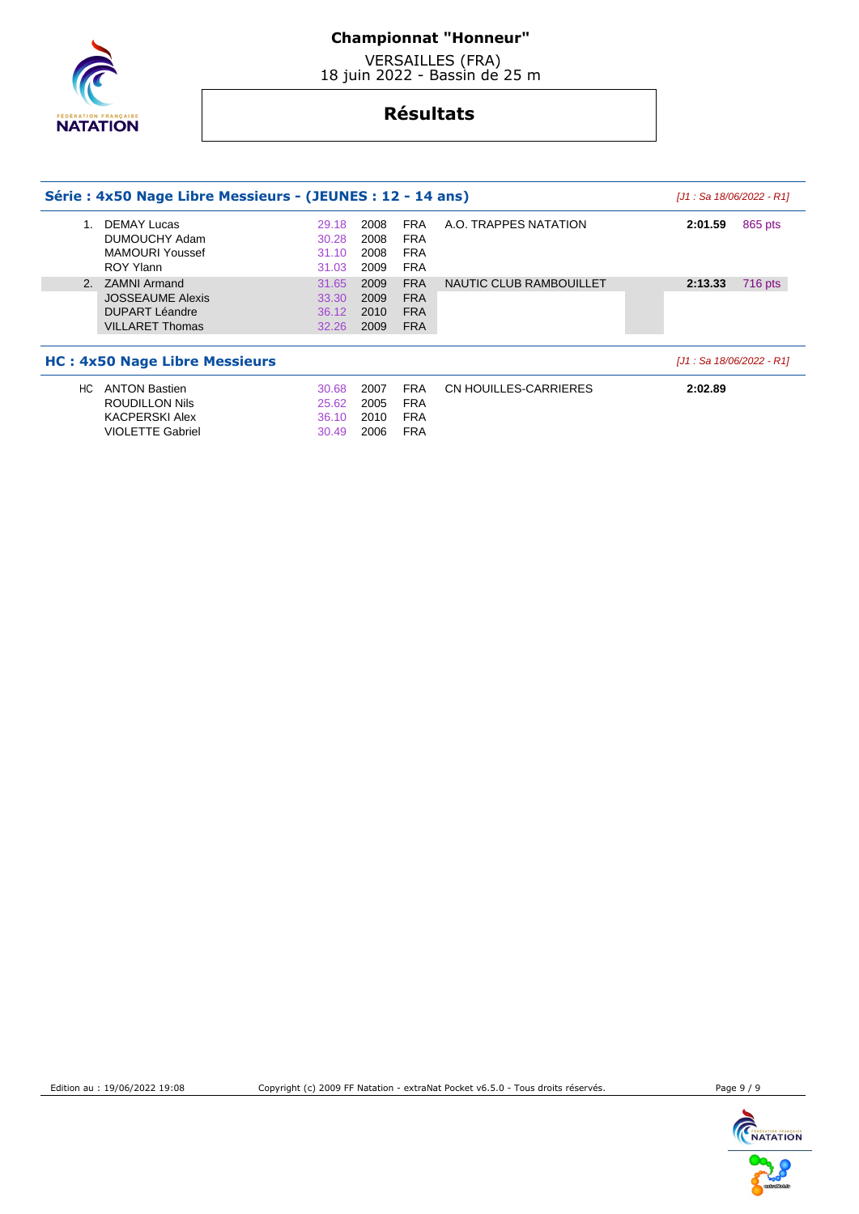**Championnat "Honneur"**

VERSAILLES (FRA)
18 juin 2022 - Bassin de 25 m

# Résultats

## Série : 4x50 Nage Libre Messieurs - (JEUNES : 12 - 14 ans)

*[J1 : Sa 18/06/2022 - R1]*

| | | | | | | | |
|---|---|---|---|---|---|---|---|
| 1. | DEMAY Lucas | 29.18 | 2008 | FRA | A.O. TRAPPES NATATION | **2:01.59** | 865 pts |
| | DUMOUCHY Adam | 30.28 | 2008 | FRA | | | |
| | MAMOURI Youssef | 31.10 | 2008 | FRA | | | |
| | ROY Ylann | 31.03 | 2009 | FRA | | | |
| 2. | ZAMNI Armand | 31.65 | 2009 | FRA | NAUTIC CLUB RAMBOUILLET | **2:13.33** | 716 pts |
| | JOSSEAUME Alexis | 33.30 | 2009 | FRA | | | |
| | DUPART Léandre | 36.12 | 2010 | FRA | | | |
| | VILLARET Thomas | 32.26 | 2009 | FRA | | | |

## HC : 4x50 Nage Libre Messieurs

*[J1 : Sa 18/06/2022 - R1]*

| | | | | | | |
|---|---|---|---|---|---|---|
| HC | ANTON Bastien | 30.68 | 2007 | FRA | CN HOUILLES-CARRIERES | **2:02.89** |
| | ROUDILLON Nils | 25.62 | 2005 | FRA | | |
| | KACPERSKI Alex | 36.10 | 2010 | FRA | | |
| | VIOLETTE Gabriel | 30.49 | 2006 | FRA | | |

Edition au : 19/06/2022 19:08 Copyright (c) 2009 FF Natation - extraNat Pocket v6.5.0 - Tous droits réservés.